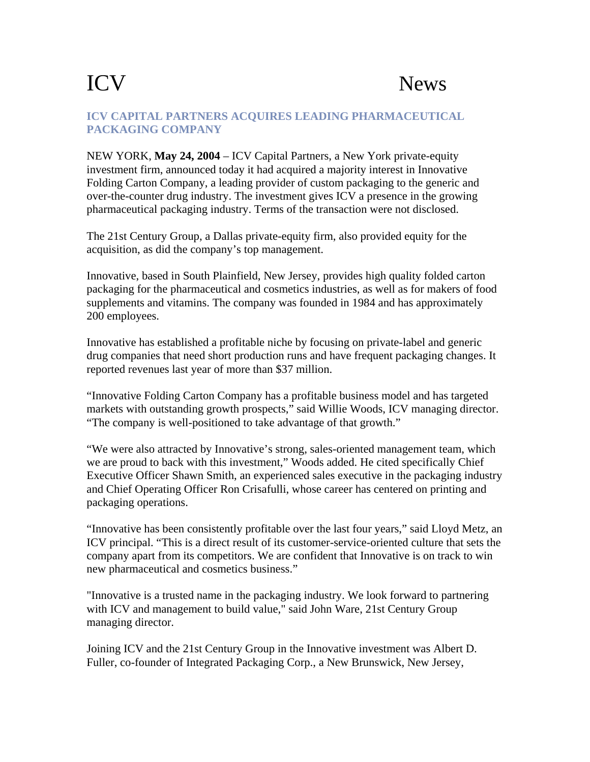# ICV News

## ICV CAPITAL PARTNERS ACQUIRES LEADING PHARMACEUTICAL PACKAGING COMPANY

NEW YORK, **May 24, 2004** – ICV Capital Partners, a New York private-equity investment firm, announced today it had acquired a majority interest in Innovative Folding Carton Company, a leading provider of custom packaging to the generic and over-the-counter drug industry. The investment gives ICV a presence in the growing pharmaceutical packaging industry. Terms of the transaction were not disclosed.

The 21st Century Group, a Dallas private-equity firm, also provided equity for the acquisition, as did the company's top management.

Innovative, based in South Plainfield, New Jersey, provides high quality folded carton packaging for the pharmaceutical and cosmetics industries, as well as for makers of food supplements and vitamins. The company was founded in 1984 and has approximately 200 employees.

Innovative has established a profitable niche by focusing on private-label and generic drug companies that need short production runs and have frequent packaging changes. It reported revenues last year of more than $37 million.

"Innovative Folding Carton Company has a profitable business model and has targeted markets with outstanding growth prospects," said Willie Woods, ICV managing director. "The company is well-positioned to take advantage of that growth."

"We were also attracted by Innovative's strong, sales-oriented management team, which we are proud to back with this investment," Woods added. He cited specifically Chief Executive Officer Shawn Smith, an experienced sales executive in the packaging industry and Chief Operating Officer Ron Crisafulli, whose career has centered on printing and packaging operations.

"Innovative has been consistently profitable over the last four years," said Lloyd Metz, an ICV principal. "This is a direct result of its customer-service-oriented culture that sets the company apart from its competitors. We are confident that Innovative is on track to win new pharmaceutical and cosmetics business."

"Innovative is a trusted name in the packaging industry. We look forward to partnering with ICV and management to build value," said John Ware, 21st Century Group managing director.

Joining ICV and the 21st Century Group in the Innovative investment was Albert D. Fuller, co-founder of Integrated Packaging Corp., a New Brunswick, New Jersey,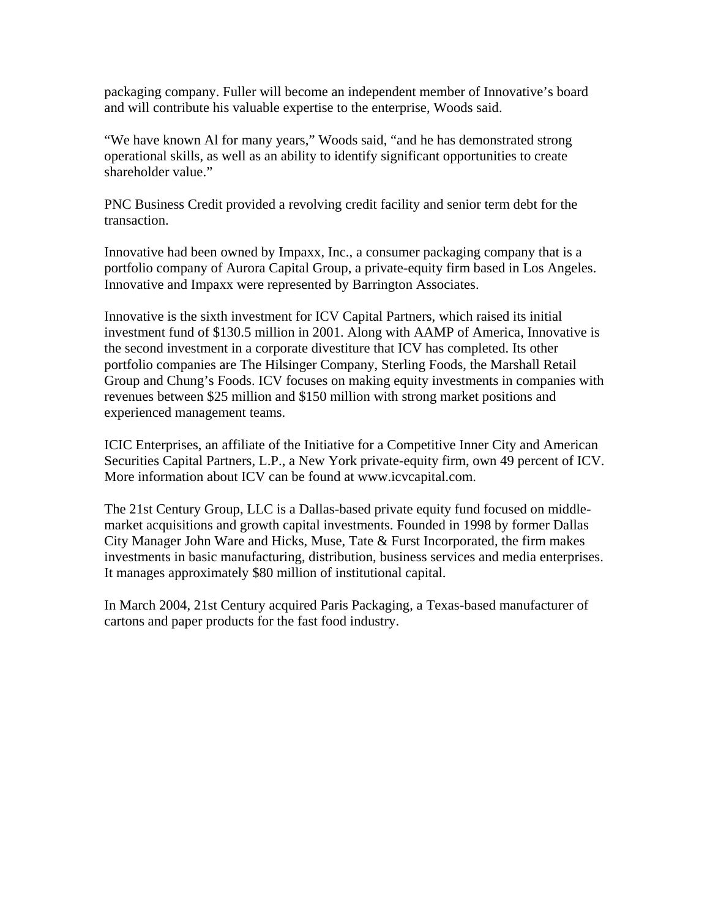packaging company. Fuller will become an independent member of Innovative's board and will contribute his valuable expertise to the enterprise, Woods said.

"We have known Al for many years," Woods said, "and he has demonstrated strong operational skills, as well as an ability to identify significant opportunities to create shareholder value."

PNC Business Credit provided a revolving credit facility and senior term debt for the transaction.

Innovative had been owned by Impaxx, Inc., a consumer packaging company that is a portfolio company of Aurora Capital Group, a private-equity firm based in Los Angeles. Innovative and Impaxx were represented by Barrington Associates.

Innovative is the sixth investment for ICV Capital Partners, which raised its initial investment fund of $130.5 million in 2001. Along with AAMP of America, Innovative is the second investment in a corporate divestiture that ICV has completed. Its other portfolio companies are The Hilsinger Company, Sterling Foods, the Marshall Retail Group and Chung's Foods. ICV focuses on making equity investments in companies with revenues between $25 million and $150 million with strong market positions and experienced management teams.

ICIC Enterprises, an affiliate of the Initiative for a Competitive Inner City and American Securities Capital Partners, L.P., a New York private-equity firm, own 49 percent of ICV. More information about ICV can be found at www.icvcapital.com.

The 21st Century Group, LLC is a Dallas-based private equity fund focused on middle-market acquisitions and growth capital investments. Founded in 1998 by former Dallas City Manager John Ware and Hicks, Muse, Tate & Furst Incorporated, the firm makes investments in basic manufacturing, distribution, business services and media enterprises. It manages approximately $80 million of institutional capital.

In March 2004, 21st Century acquired Paris Packaging, a Texas-based manufacturer of cartons and paper products for the fast food industry.